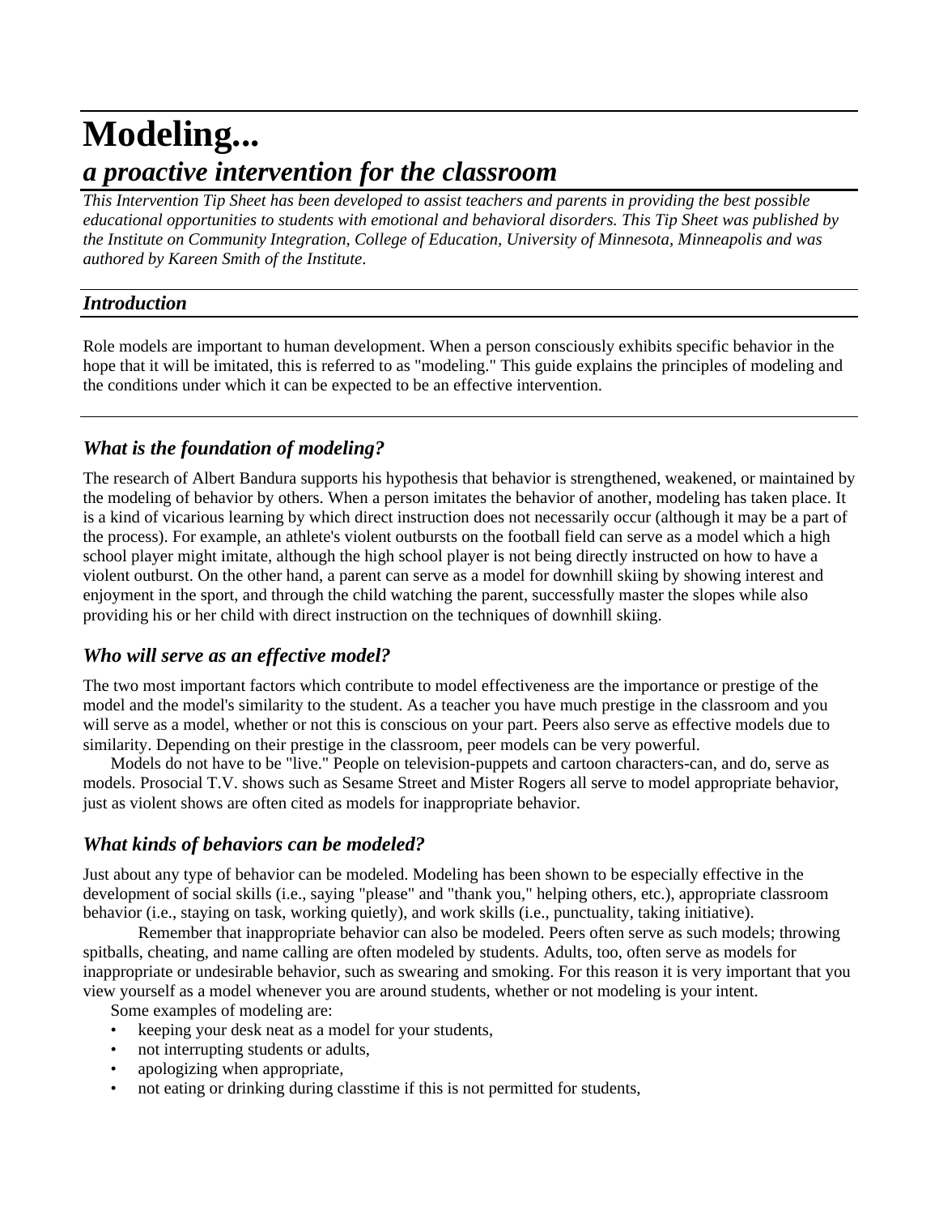# Modeling...

## *a proactive intervention for the classroom*

*This Intervention Tip Sheet has been developed to assist teachers and parents in providing the best possible educational opportunities to students with emotional and behavioral disorders. This Tip Sheet was published by the Institute on Community Integration, College of Education, University of Minnesota, Minneapolis and was authored by Kareen Smith of the Institute.*

### *Introduction*

Role models are important to human development. When a person consciously exhibits specific behavior in the hope that it will be imitated, this is referred to as "modeling." This guide explains the principles of modeling and the conditions under which it can be expected to be an effective intervention.

### *What is the foundation of modeling?*

The research of Albert Bandura supports his hypothesis that behavior is strengthened, weakened, or maintained by the modeling of behavior by others. When a person imitates the behavior of another, modeling has taken place. It is a kind of vicarious learning by which direct instruction does not necessarily occur (although it may be a part of the process). For example, an athlete's violent outbursts on the football field can serve as a model which a high school player might imitate, although the high school player is not being directly instructed on how to have a violent outburst. On the other hand, a parent can serve as a model for downhill skiing by showing interest and enjoyment in the sport, and through the child watching the parent, successfully master the slopes while also providing his or her child with direct instruction on the techniques of downhill skiing.

### *Who will serve as an effective model?*

The two most important factors which contribute to model effectiveness are the importance or prestige of the model and the model's similarity to the student. As a teacher you have much prestige in the classroom and you will serve as a model, whether or not this is conscious on your part. Peers also serve as effective models due to similarity. Depending on their prestige in the classroom, peer models can be very powerful.

Models do not have to be "live." People on television-puppets and cartoon characters-can, and do, serve as models. Prosocial T.V. shows such as Sesame Street and Mister Rogers all serve to model appropriate behavior, just as violent shows are often cited as models for inappropriate behavior.

### *What kinds of behaviors can be modeled?*

Just about any type of behavior can be modeled. Modeling has been shown to be especially effective in the development of social skills (i.e., saying "please" and "thank you," helping others, etc.), appropriate classroom behavior (i.e., staying on task, working quietly), and work skills (i.e., punctuality, taking initiative).

Remember that inappropriate behavior can also be modeled. Peers often serve as such models; throwing spitballs, cheating, and name calling are often modeled by students. Adults, too, often serve as models for inappropriate or undesirable behavior, such as swearing and smoking. For this reason it is very important that you view yourself as a model whenever you are around students, whether or not modeling is your intent.

Some examples of modeling are:

- keeping your desk neat as a model for your students,
- not interrupting students or adults,
- apologizing when appropriate,
- not eating or drinking during classtime if this is not permitted for students,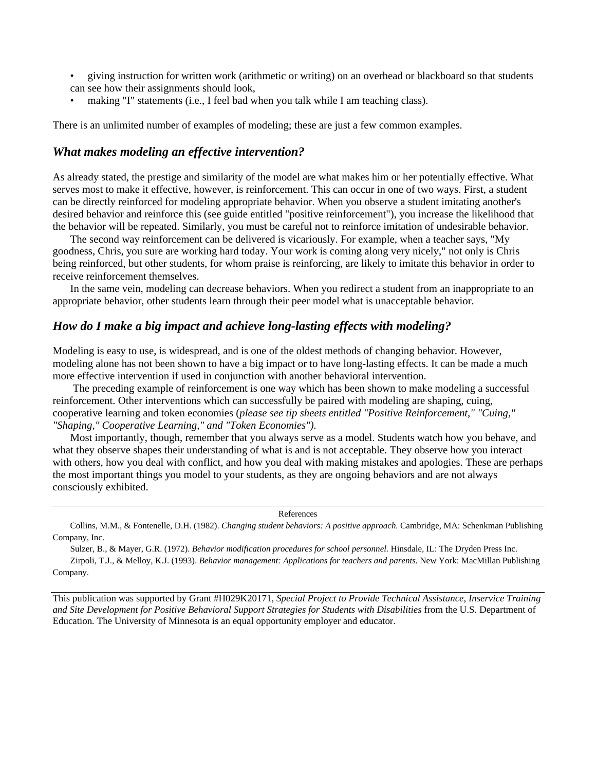- giving instruction for written work (arithmetic or writing) on an overhead or blackboard so that students can see how their assignments should look,
- making "I" statements (i.e., I feel bad when you talk while I am teaching class).

There is an unlimited number of examples of modeling; these are just a few common examples.

## *What makes modeling an effective intervention?*

As already stated, the prestige and similarity of the model are what makes him or her potentially effective. What serves most to make it effective, however, is reinforcement. This can occur in one of two ways. First, a student can be directly reinforced for modeling appropriate behavior. When you observe a student imitating another's desired behavior and reinforce this (see guide entitled "positive reinforcement"), you increase the likelihood that the behavior will be repeated. Similarly, you must be careful not to reinforce imitation of undesirable behavior.

The second way reinforcement can be delivered is vicariously. For example, when a teacher says, "My goodness, Chris, you sure are working hard today. Your work is coming along very nicely," not only is Chris being reinforced, but other students, for whom praise is reinforcing, are likely to imitate this behavior in order to receive reinforcement themselves.

In the same vein, modeling can decrease behaviors. When you redirect a student from an inappropriate to an appropriate behavior, other students learn through their peer model what is unacceptable behavior.

## *How do I make a big impact and achieve long-lasting effects with modeling?*

Modeling is easy to use, is widespread, and is one of the oldest methods of changing behavior. However, modeling alone has not been shown to have a big impact or to have long-lasting effects. It can be made a much more effective intervention if used in conjunction with another behavioral intervention.

The preceding example of reinforcement is one way which has been shown to make modeling a successful reinforcement. Other interventions which can successfully be paired with modeling are shaping, cuing, cooperative learning and token economies (*please see tip sheets entitled "Positive Reinforcement," "Cuing," "Shaping," Cooperative Learning," and "Token Economies").*

Most importantly, though, remember that you always serve as a model. Students watch how you behave, and what they observe shapes their understanding of what is and is not acceptable. They observe how you interact with others, how you deal with conflict, and how you deal with making mistakes and apologies. These are perhaps the most important things you model to your students, as they are ongoing behaviors and are not always consciously exhibited.

---

References

Collins, M.M., & Fontenelle, D.H. (1982). *Changing student behaviors: A positive approach.* Cambridge, MA: Schenkman Publishing Company, Inc.

Sulzer, B., & Mayer, G.R. (1972). *Behavior modification procedures for school personnel.* Hinsdale, IL: The Dryden Press Inc.

Zirpoli, T.J., & Melloy, K.J. (1993). *Behavior management: Applications for teachers and parents.* New York: MacMillan Publishing Company.

---

This publication was supported by Grant #H029K20171, *Special Project to Provide Technical Assistance, Inservice Training and Site Development for Positive Behavioral Support Strategies for Students with Disabilities* from the U.S. Department of Education*.* The University of Minnesota is an equal opportunity employer and educator.